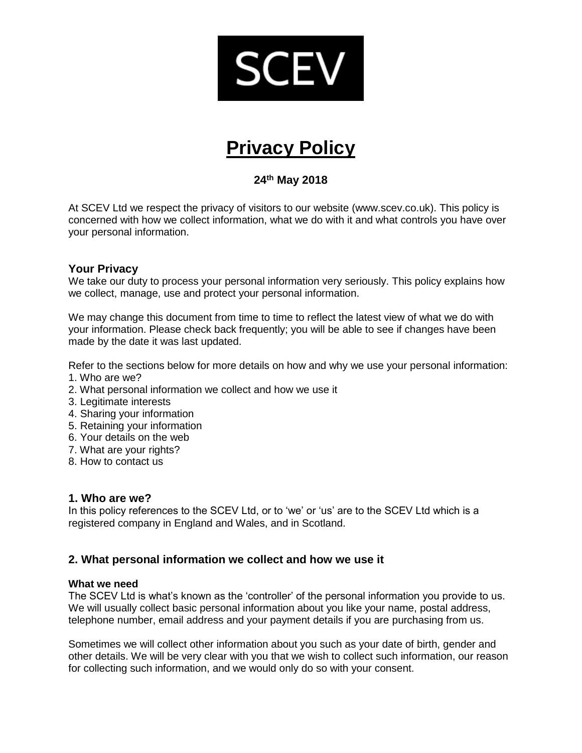SCEV

# Privacy Policy

**24th May 2018**

At SCEV Ltd we respect the privacy of visitors to our website (www.scev.co.uk). This policy is concerned with how we collect information, what we do with it and what controls you have over your personal information.

## Your Privacy

We take our duty to process your personal information very seriously. This policy explains how we collect, manage, use and protect your personal information.

We may change this document from time to time to reflect the latest view of what we do with your information. Please check back frequently; you will be able to see if changes have been made by the date it was last updated.

Refer to the sections below for more details on how and why we use your personal information:

1. Who are we?
2. What personal information we collect and how we use it
3. Legitimate interests
4. Sharing your information
5. Retaining your information
6. Your details on the web
7. What are your rights?
8. How to contact us

## 1. Who are we?

In this policy references to the SCEV Ltd, or to 'we' or 'us' are to the SCEV Ltd which is a registered company in England and Wales, and in Scotland.

## 2. What personal information we collect and how we use it

**What we need**

The SCEV Ltd is what's known as the 'controller' of the personal information you provide to us. We will usually collect basic personal information about you like your name, postal address, telephone number, email address and your payment details if you are purchasing from us.

Sometimes we will collect other information about you such as your date of birth, gender and other details. We will be very clear with you that we wish to collect such information, our reason for collecting such information, and we would only do so with your consent.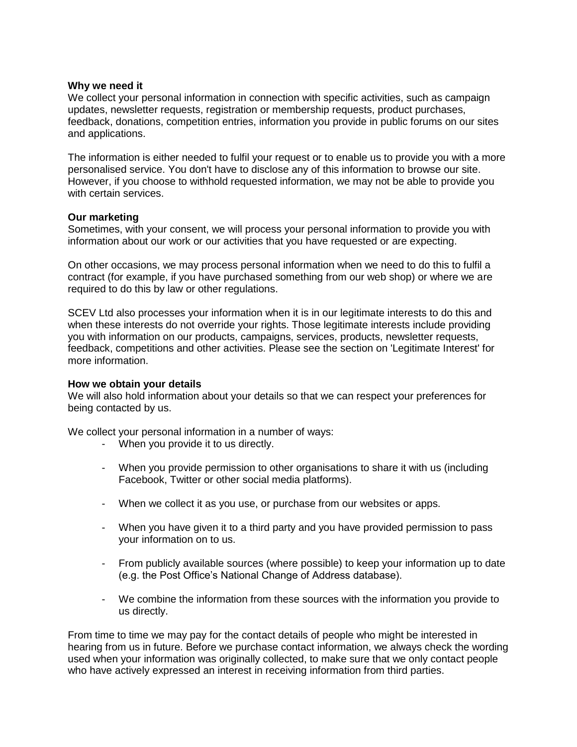**Why we need it**
We collect your personal information in connection with specific activities, such as campaign updates, newsletter requests, registration or membership requests, product purchases, feedback, donations, competition entries, information you provide in public forums on our sites and applications.

The information is either needed to fulfil your request or to enable us to provide you with a more personalised service. You don't have to disclose any of this information to browse our site. However, if you choose to withhold requested information, we may not be able to provide you with certain services.

**Our marketing**
Sometimes, with your consent, we will process your personal information to provide you with information about our work or our activities that you have requested or are expecting.

On other occasions, we may process personal information when we need to do this to fulfil a contract (for example, if you have purchased something from our web shop) or where we are required to do this by law or other regulations.

SCEV Ltd also processes your information when it is in our legitimate interests to do this and when these interests do not override your rights. Those legitimate interests include providing you with information on our products, campaigns, services, products, newsletter requests, feedback, competitions and other activities. Please see the section on 'Legitimate Interest' for more information.

**How we obtain your details**
We will also hold information about your details so that we can respect your preferences for being contacted by us.

We collect your personal information in a number of ways:

- When you provide it to us directly.
- When you provide permission to other organisations to share it with us (including Facebook, Twitter or other social media platforms).
- When we collect it as you use, or purchase from our websites or apps.
- When you have given it to a third party and you have provided permission to pass your information on to us.
- From publicly available sources (where possible) to keep your information up to date (e.g. the Post Office's National Change of Address database).
- We combine the information from these sources with the information you provide to us directly.

From time to time we may pay for the contact details of people who might be interested in hearing from us in future. Before we purchase contact information, we always check the wording used when your information was originally collected, to make sure that we only contact people who have actively expressed an interest in receiving information from third parties.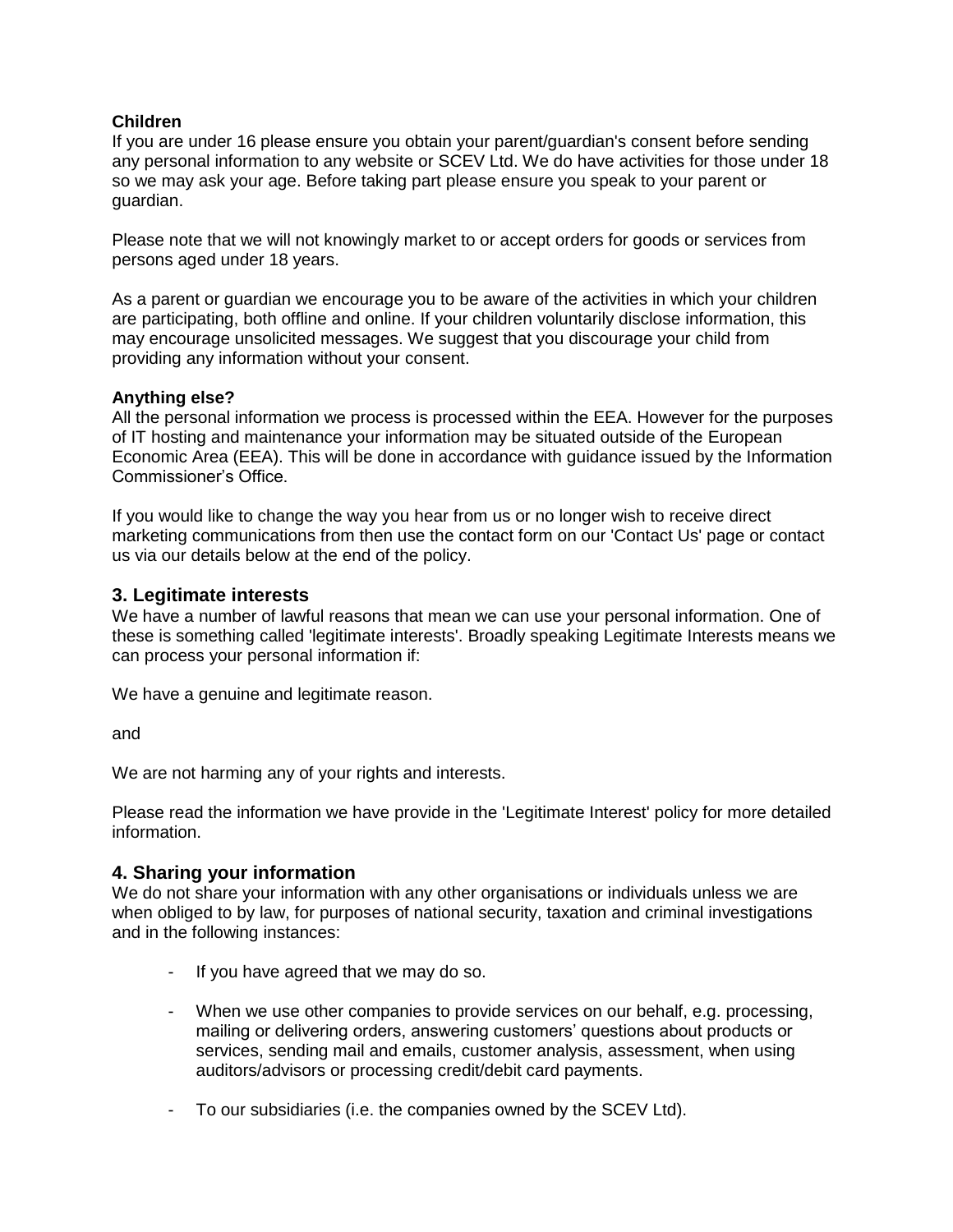**Children**
If you are under 16 please ensure you obtain your parent/guardian's consent before sending any personal information to any website or SCEV Ltd. We do have activities for those under 18 so we may ask your age. Before taking part please ensure you speak to your parent or guardian.

Please note that we will not knowingly market to or accept orders for goods or services from persons aged under 18 years.

As a parent or guardian we encourage you to be aware of the activities in which your children are participating, both offline and online. If your children voluntarily disclose information, this may encourage unsolicited messages. We suggest that you discourage your child from providing any information without your consent.

**Anything else?**
All the personal information we process is processed within the EEA. However for the purposes of IT hosting and maintenance your information may be situated outside of the European Economic Area (EEA). This will be done in accordance with guidance issued by the Information Commissioner's Office.

If you would like to change the way you hear from us or no longer wish to receive direct marketing communications from then use the contact form on our 'Contact Us' page or contact us via our details below at the end of the policy.

## 3. Legitimate interests

We have a number of lawful reasons that mean we can use your personal information. One of these is something called 'legitimate interests'. Broadly speaking Legitimate Interests means we can process your personal information if:

We have a genuine and legitimate reason.

and

We are not harming any of your rights and interests.

Please read the information we have provide in the 'Legitimate Interest' policy for more detailed information.

## 4. Sharing your information

We do not share your information with any other organisations or individuals unless we are when obliged to by law, for purposes of national security, taxation and criminal investigations and in the following instances:

- If you have agreed that we may do so.
- When we use other companies to provide services on our behalf, e.g. processing, mailing or delivering orders, answering customers' questions about products or services, sending mail and emails, customer analysis, assessment, when using auditors/advisors or processing credit/debit card payments.
- To our subsidiaries (i.e. the companies owned by the SCEV Ltd).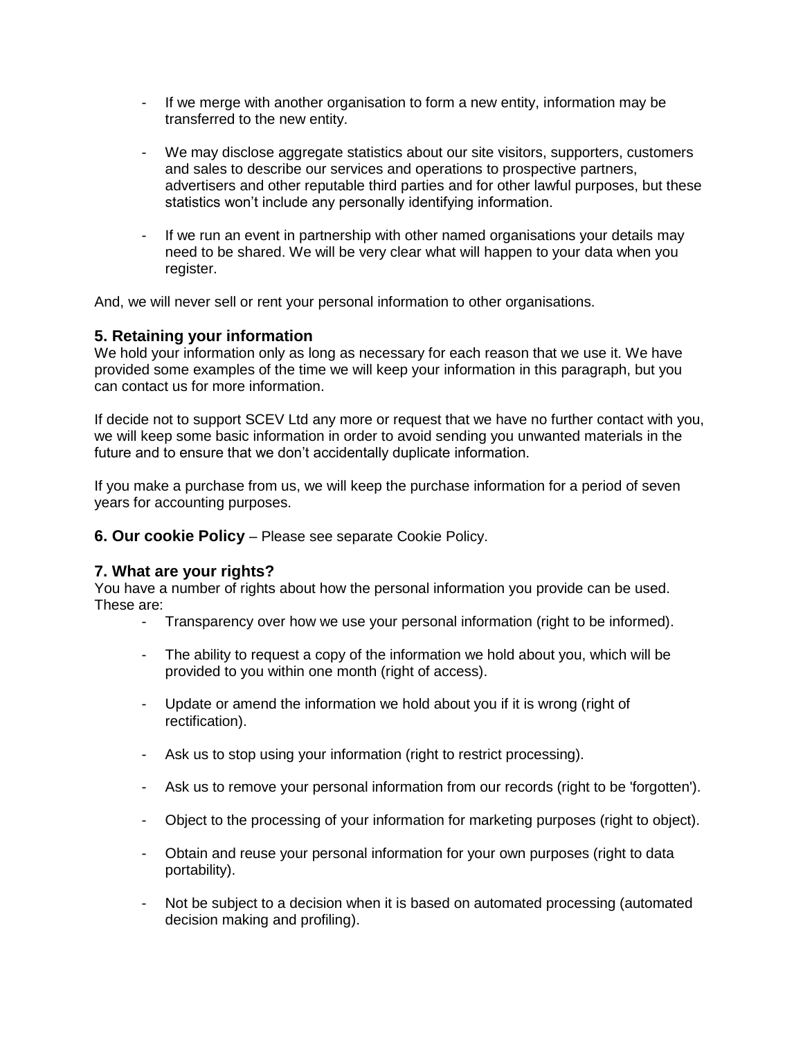- If we merge with another organisation to form a new entity, information may be transferred to the new entity.

- We may disclose aggregate statistics about our site visitors, supporters, customers and sales to describe our services and operations to prospective partners, advertisers and other reputable third parties and for other lawful purposes, but these statistics won't include any personally identifying information.

- If we run an event in partnership with other named organisations your details may need to be shared. We will be very clear what will happen to your data when you register.

And, we will never sell or rent your personal information to other organisations.

### 5. Retaining your information

We hold your information only as long as necessary for each reason that we use it. We have provided some examples of the time we will keep your information in this paragraph, but you can contact us for more information.

If decide not to support SCEV Ltd any more or request that we have no further contact with you, we will keep some basic information in order to avoid sending you unwanted materials in the future and to ensure that we don't accidentally duplicate information.

If you make a purchase from us, we will keep the purchase information for a period of seven years for accounting purposes.

**6. Our cookie Policy** – Please see separate Cookie Policy.

### 7. What are your rights?

You have a number of rights about how the personal information you provide can be used. These are:

- Transparency over how we use your personal information (right to be informed).

- The ability to request a copy of the information we hold about you, which will be provided to you within one month (right of access).

- Update or amend the information we hold about you if it is wrong (right of rectification).

- Ask us to stop using your information (right to restrict processing).

- Ask us to remove your personal information from our records (right to be 'forgotten').

- Object to the processing of your information for marketing purposes (right to object).

- Obtain and reuse your personal information for your own purposes (right to data portability).

- Not be subject to a decision when it is based on automated processing (automated decision making and profiling).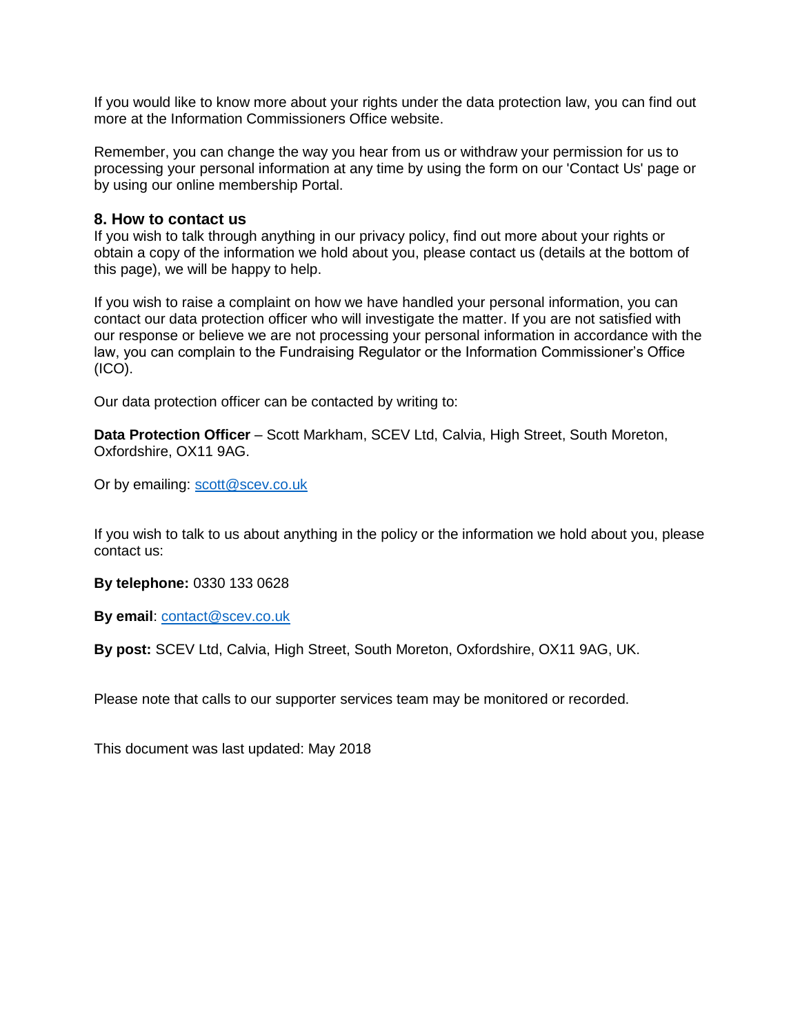If you would like to know more about your rights under the data protection law, you can find out more at the Information Commissioners Office website.

Remember, you can change the way you hear from us or withdraw your permission for us to processing your personal information at any time by using the form on our 'Contact Us' page or by using our online membership Portal.

### 8. How to contact us

If you wish to talk through anything in our privacy policy, find out more about your rights or obtain a copy of the information we hold about you, please contact us (details at the bottom of this page), we will be happy to help.

If you wish to raise a complaint on how we have handled your personal information, you can contact our data protection officer who will investigate the matter. If you are not satisfied with our response or believe we are not processing your personal information in accordance with the law, you can complain to the Fundraising Regulator or the Information Commissioner's Office (ICO).

Our data protection officer can be contacted by writing to:

**Data Protection Officer** – Scott Markham, SCEV Ltd, Calvia, High Street, South Moreton, Oxfordshire, OX11 9AG.

Or by emailing: scott@scev.co.uk

If you wish to talk to us about anything in the policy or the information we hold about you, please contact us:

**By telephone:** 0330 133 0628

**By email**: contact@scev.co.uk

**By post:** SCEV Ltd, Calvia, High Street, South Moreton, Oxfordshire, OX11 9AG, UK.

Please note that calls to our supporter services team may be monitored or recorded.

This document was last updated: May 2018